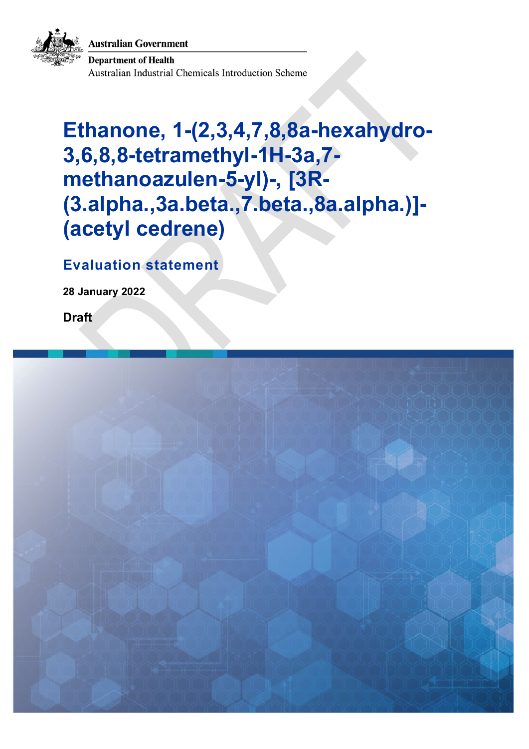Australian Government

Department of Health

Australian Industrial Chemicals Introduction Scheme

# Ethanone, 1-(2,3,4,7,8,8a-hexahydro-3,6,8,8-tetramethyl-1H-3a,7-methanoazulen-5-yl)-, [3R-(3.alpha.,3a.beta.,7.beta.,8a.alpha.)]- (acetyl cedrene)

## Evaluation statement

**28 January 2022**

**Draft**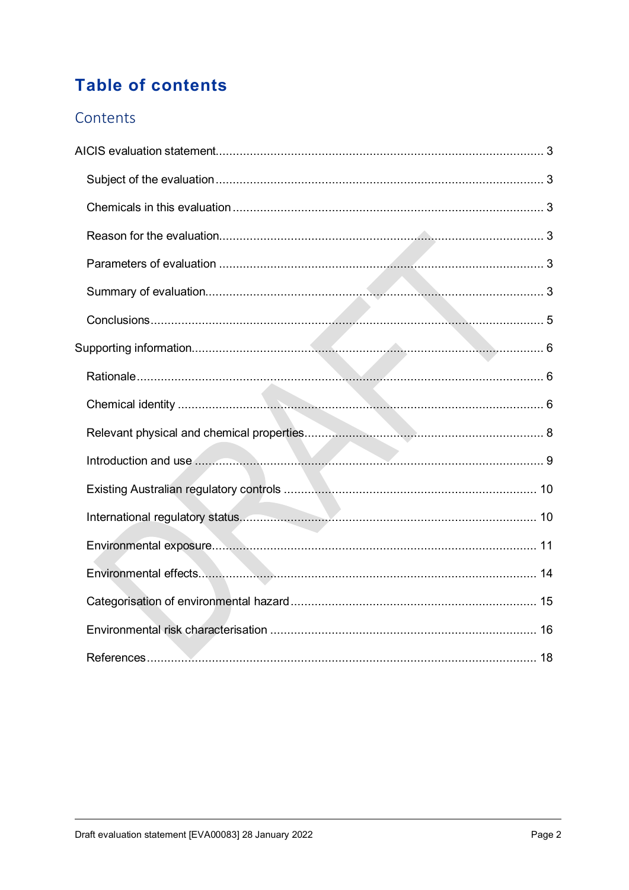# Table of contents

## Contents

AICIS evaluation statement ..... 3

- Subject of the evaluation ..... 3
- Chemicals in this evaluation ..... 3
- Reason for the evaluation ..... 3
- Parameters of evaluation ..... 3
- Summary of evaluation ..... 3
- Conclusions ..... 5

Supporting information ..... 6

- Rationale ..... 6
- Chemical identity ..... 6
- Relevant physical and chemical properties ..... 8
- Introduction and use ..... 9
- Existing Australian regulatory controls ..... 10
- International regulatory status ..... 10
- Environmental exposure ..... 11
- Environmental effects ..... 14
- Categorisation of environmental hazard ..... 15
- Environmental risk characterisation ..... 16
- References ..... 18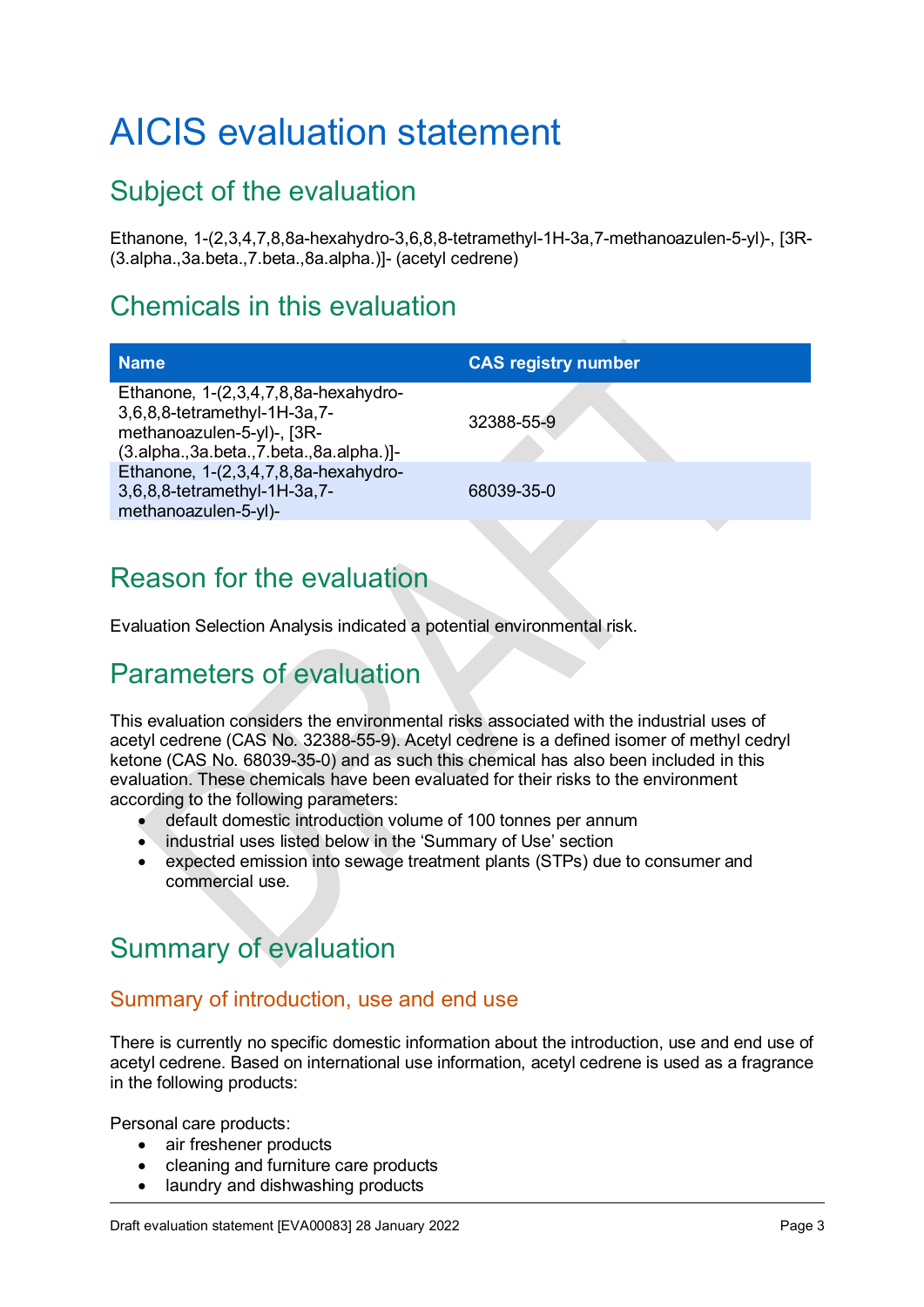# AICIS evaluation statement

## Subject of the evaluation

Ethanone, 1-(2,3,4,7,8,8a-hexahydro-3,6,8,8-tetramethyl-1H-3a,7-methanoazulen-5-yl)-, [3R-(3.alpha.,3a.beta.,7.beta.,8a.alpha.)]- (acetyl cedrene)

## Chemicals in this evaluation

| Name | CAS registry number |
|---|---|
| Ethanone, 1-(2,3,4,7,8,8a-hexahydro-3,6,8,8-tetramethyl-1H-3a,7-methanoazulen-5-yl)-, [3R-(3.alpha.,3a.beta.,7.beta.,8a.alpha.)]- | 32388-55-9 |
| Ethanone, 1-(2,3,4,7,8,8a-hexahydro-3,6,8,8-tetramethyl-1H-3a,7-methanoazulen-5-yl)- | 68039-35-0 |

## Reason for the evaluation

Evaluation Selection Analysis indicated a potential environmental risk.

## Parameters of evaluation

This evaluation considers the environmental risks associated with the industrial uses of acetyl cedrene (CAS No. 32388-55-9). Acetyl cedrene is a defined isomer of methyl cedryl ketone (CAS No. 68039-35-0) and as such this chemical has also been included in this evaluation. These chemicals have been evaluated for their risks to the environment according to the following parameters:

- default domestic introduction volume of 100 tonnes per annum
- industrial uses listed below in the 'Summary of Use' section
- expected emission into sewage treatment plants (STPs) due to consumer and commercial use.

## Summary of evaluation

### Summary of introduction, use and end use

There is currently no specific domestic information about the introduction, use and end use of acetyl cedrene. Based on international use information, acetyl cedrene is used as a fragrance in the following products:

Personal care products:

- air freshener products
- cleaning and furniture care products
- laundry and dishwashing products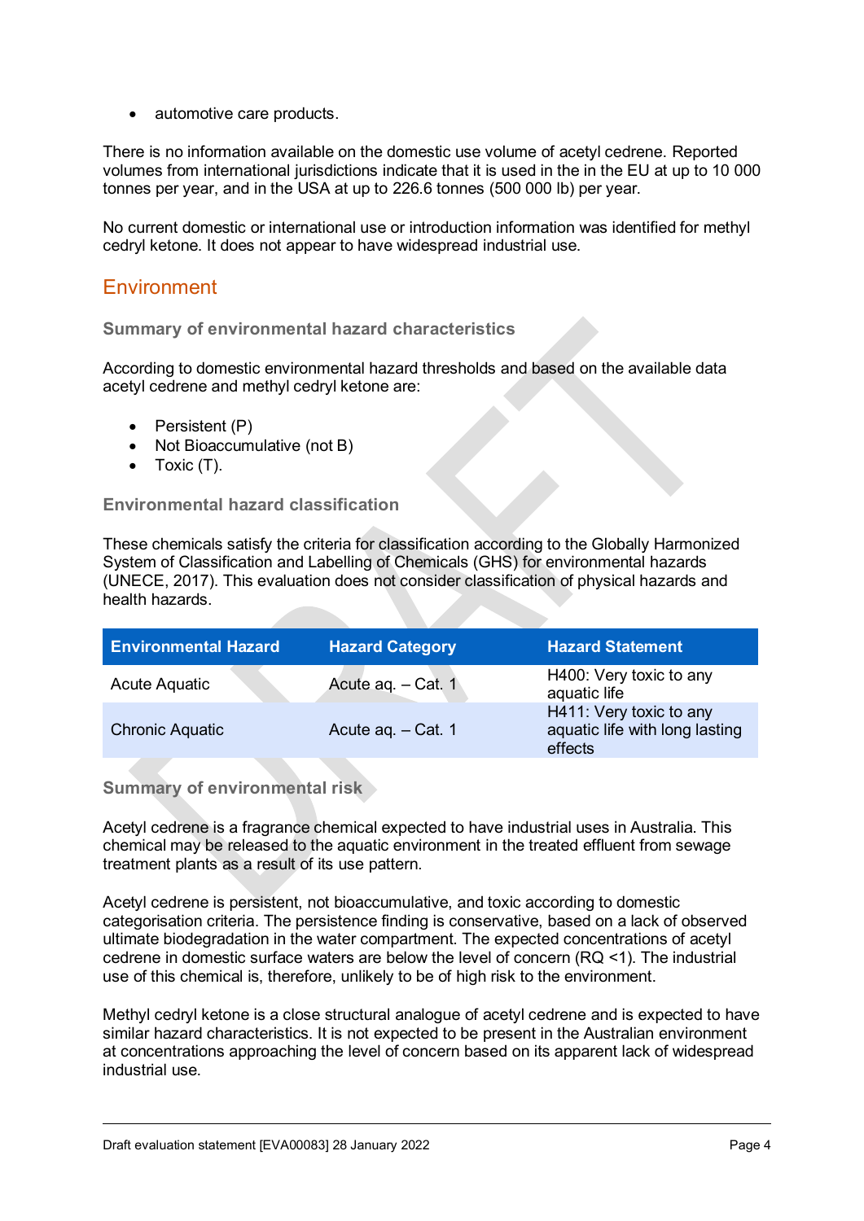- automotive care products.

There is no information available on the domestic use volume of acetyl cedrene. Reported volumes from international jurisdictions indicate that it is used in the in the EU at up to 10 000 tonnes per year, and in the USA at up to 226.6 tonnes (500 000 lb) per year.

No current domestic or international use or introduction information was identified for methyl cedryl ketone. It does not appear to have widespread industrial use.

## Environment

### Summary of environmental hazard characteristics

According to domestic environmental hazard thresholds and based on the available data acetyl cedrene and methyl cedryl ketone are:

- Persistent (P)
- Not Bioaccumulative (not B)
- Toxic (T).

### Environmental hazard classification

These chemicals satisfy the criteria for classification according to the Globally Harmonized System of Classification and Labelling of Chemicals (GHS) for environmental hazards (UNECE, 2017). This evaluation does not consider classification of physical hazards and health hazards.

| Environmental Hazard | Hazard Category | Hazard Statement |
| --- | --- | --- |
| Acute Aquatic | Acute aq. – Cat. 1 | H400: Very toxic to any aquatic life |
| Chronic Aquatic | Acute aq. – Cat. 1 | H411: Very toxic to any aquatic life with long lasting effects |

### Summary of environmental risk

Acetyl cedrene is a fragrance chemical expected to have industrial uses in Australia. This chemical may be released to the aquatic environment in the treated effluent from sewage treatment plants as a result of its use pattern.

Acetyl cedrene is persistent, not bioaccumulative, and toxic according to domestic categorisation criteria. The persistence finding is conservative, based on a lack of observed ultimate biodegradation in the water compartment. The expected concentrations of acetyl cedrene in domestic surface waters are below the level of concern (RQ <1). The industrial use of this chemical is, therefore, unlikely to be of high risk to the environment.

Methyl cedryl ketone is a close structural analogue of acetyl cedrene and is expected to have similar hazard characteristics. It is not expected to be present in the Australian environment at concentrations approaching the level of concern based on its apparent lack of widespread industrial use.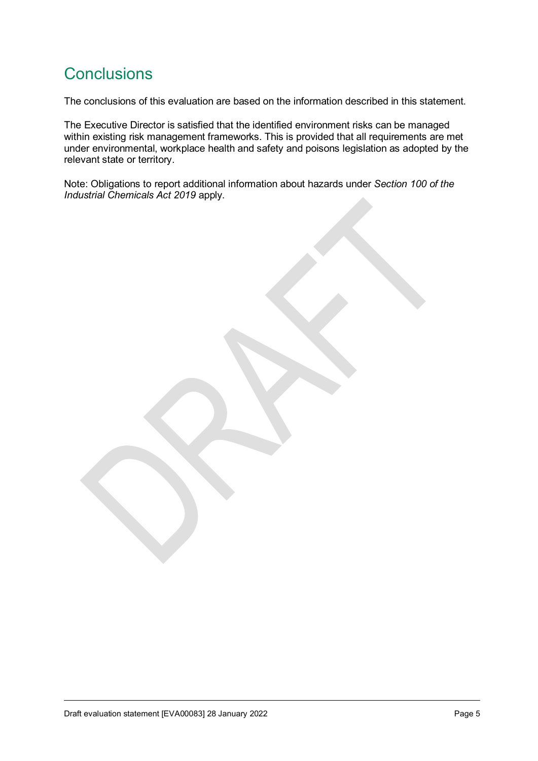## Conclusions

The conclusions of this evaluation are based on the information described in this statement.

The Executive Director is satisfied that the identified environment risks can be managed within existing risk management frameworks. This is provided that all requirements are met under environmental, workplace health and safety and poisons legislation as adopted by the relevant state or territory.

Note: Obligations to report additional information about hazards under *Section 100 of the Industrial Chemicals Act 2019* apply.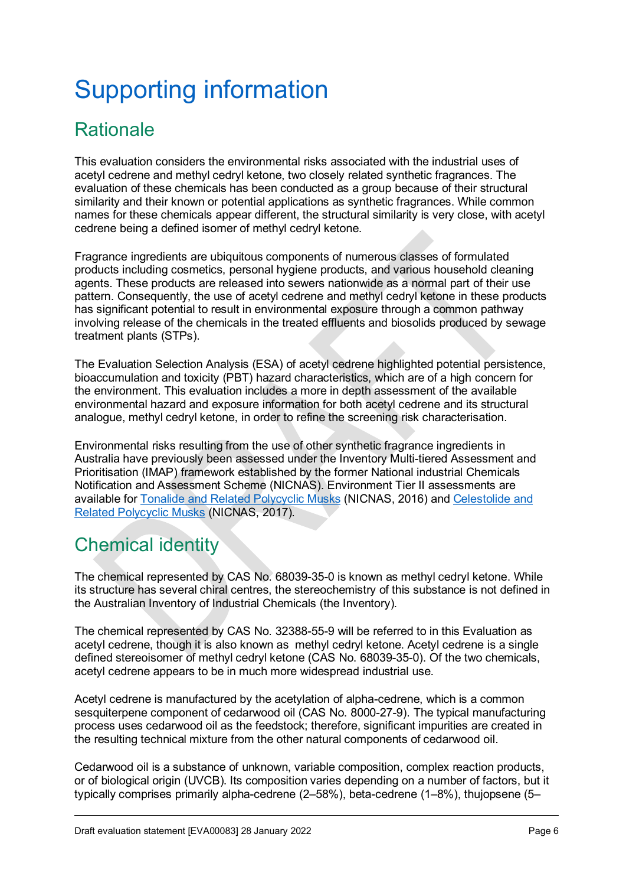# Supporting information

## Rationale

This evaluation considers the environmental risks associated with the industrial uses of acetyl cedrene and methyl cedryl ketone, two closely related synthetic fragrances. The evaluation of these chemicals has been conducted as a group because of their structural similarity and their known or potential applications as synthetic fragrances. While common names for these chemicals appear different, the structural similarity is very close, with acetyl cedrene being a defined isomer of methyl cedryl ketone.

Fragrance ingredients are ubiquitous components of numerous classes of formulated products including cosmetics, personal hygiene products, and various household cleaning agents. These products are released into sewers nationwide as a normal part of their use pattern. Consequently, the use of acetyl cedrene and methyl cedryl ketone in these products has significant potential to result in environmental exposure through a common pathway involving release of the chemicals in the treated effluents and biosolids produced by sewage treatment plants (STPs).

The Evaluation Selection Analysis (ESA) of acetyl cedrene highlighted potential persistence, bioaccumulation and toxicity (PBT) hazard characteristics, which are of a high concern for the environment. This evaluation includes a more in depth assessment of the available environmental hazard and exposure information for both acetyl cedrene and its structural analogue, methyl cedryl ketone, in order to refine the screening risk characterisation.

Environmental risks resulting from the use of other synthetic fragrance ingredients in Australia have previously been assessed under the Inventory Multi-tiered Assessment and Prioritisation (IMAP) framework established by the former National industrial Chemicals Notification and Assessment Scheme (NICNAS). Environment Tier II assessments are available for Tonalide and Related Polycyclic Musks (NICNAS, 2016) and Celestolide and Related Polycyclic Musks (NICNAS, 2017).

## Chemical identity

The chemical represented by CAS No. 68039-35-0 is known as methyl cedryl ketone. While its structure has several chiral centres, the stereochemistry of this substance is not defined in the Australian Inventory of Industrial Chemicals (the Inventory).

The chemical represented by CAS No. 32388-55-9 will be referred to in this Evaluation as acetyl cedrene, though it is also known as methyl cedryl ketone. Acetyl cedrene is a single defined stereoisomer of methyl cedryl ketone (CAS No. 68039-35-0). Of the two chemicals, acetyl cedrene appears to be in much more widespread industrial use.

Acetyl cedrene is manufactured by the acetylation of alpha-cedrene, which is a common sesquiterpene component of cedarwood oil (CAS No. 8000-27-9). The typical manufacturing process uses cedarwood oil as the feedstock; therefore, significant impurities are created in the resulting technical mixture from the other natural components of cedarwood oil.

Cedarwood oil is a substance of unknown, variable composition, complex reaction products, or of biological origin (UVCB). Its composition varies depending on a number of factors, but it typically comprises primarily alpha-cedrene (2–58%), beta-cedrene (1–8%), thujopsene (5–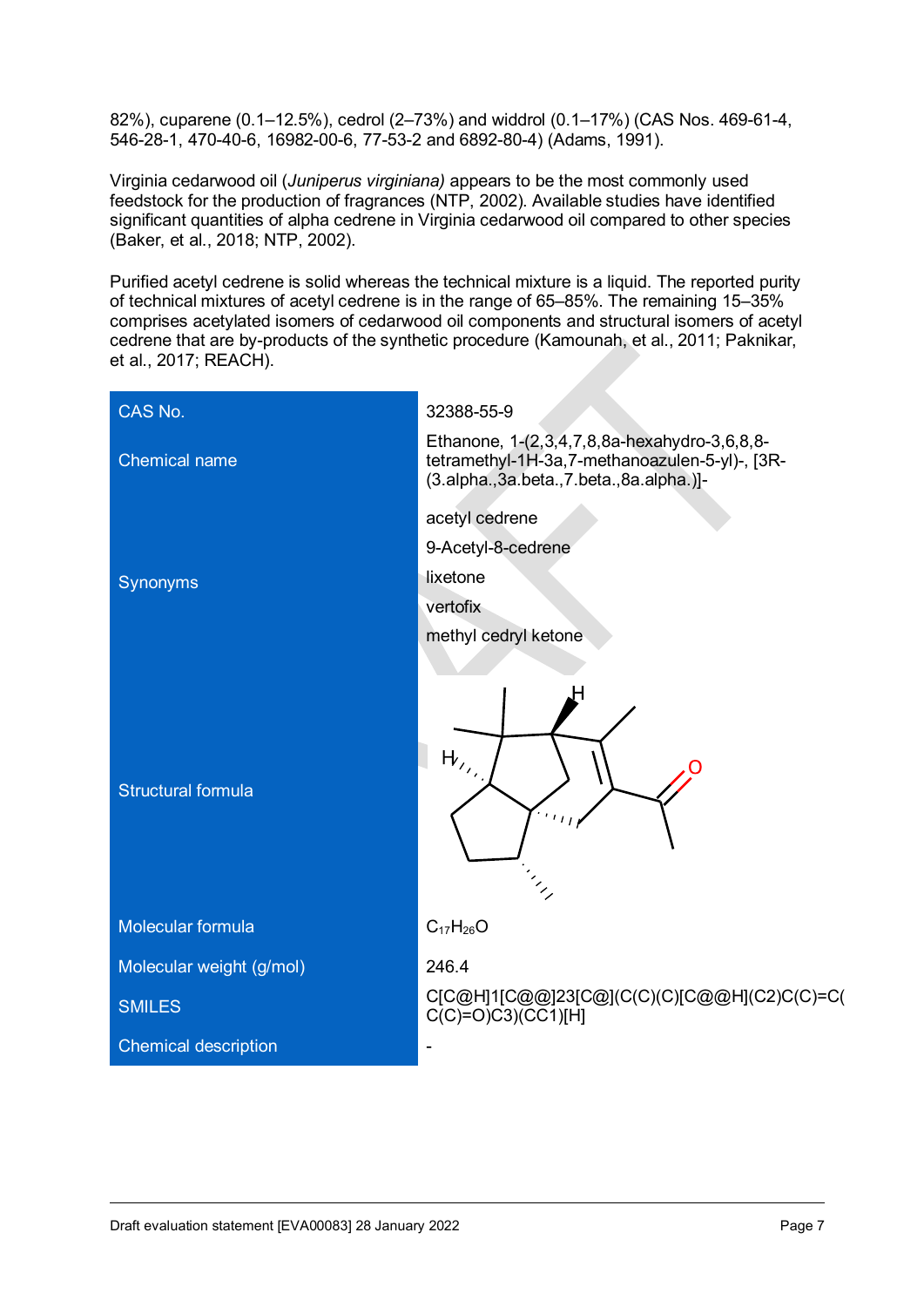82%), cuparene (0.1–12.5%), cedrol (2–73%) and widdrol (0.1–17%) (CAS Nos. 469-61-4, 546-28-1, 470-40-6, 16982-00-6, 77-53-2 and 6892-80-4) (Adams, 1991).

Virginia cedarwood oil (*Juniperus virginiana)* appears to be the most commonly used feedstock for the production of fragrances (NTP, 2002). Available studies have identified significant quantities of alpha cedrene in Virginia cedarwood oil compared to other species (Baker, et al., 2018; NTP, 2002).

Purified acetyl cedrene is solid whereas the technical mixture is a liquid. The reported purity of technical mixtures of acetyl cedrene is in the range of 65–85%. The remaining 15–35% comprises acetylated isomers of cedarwood oil components and structural isomers of acetyl cedrene that are by-products of the synthetic procedure (Kamounah, et al., 2011; Paknikar, et al., 2017; REACH).

| | |
|---|---|
| CAS No. | 32388-55-9 |
| Chemical name | Ethanone, 1-(2,3,4,7,8,8a-hexahydro-3,6,8,8-tetramethyl-1H-3a,7-methanoazulen-5-yl)-, [3R-(3.alpha.,3a.beta.,7.beta.,8a.alpha.)]- |
| Synonyms | acetyl cedrene<br>9-Acetyl-8-cedrene<br>lixetone<br>vertofix<br>methyl cedryl ketone |
| Structural formula | |
| Molecular formula | $C_{17}H_{26}O$ |
| Molecular weight (g/mol) | 246.4 |
| SMILES | C[C@H]1[C@@]23[C@](C(C)(C)[C@@H](C2)C(C)=C(C(C)=O)C3)(CC1)[H] |
| Chemical description | - |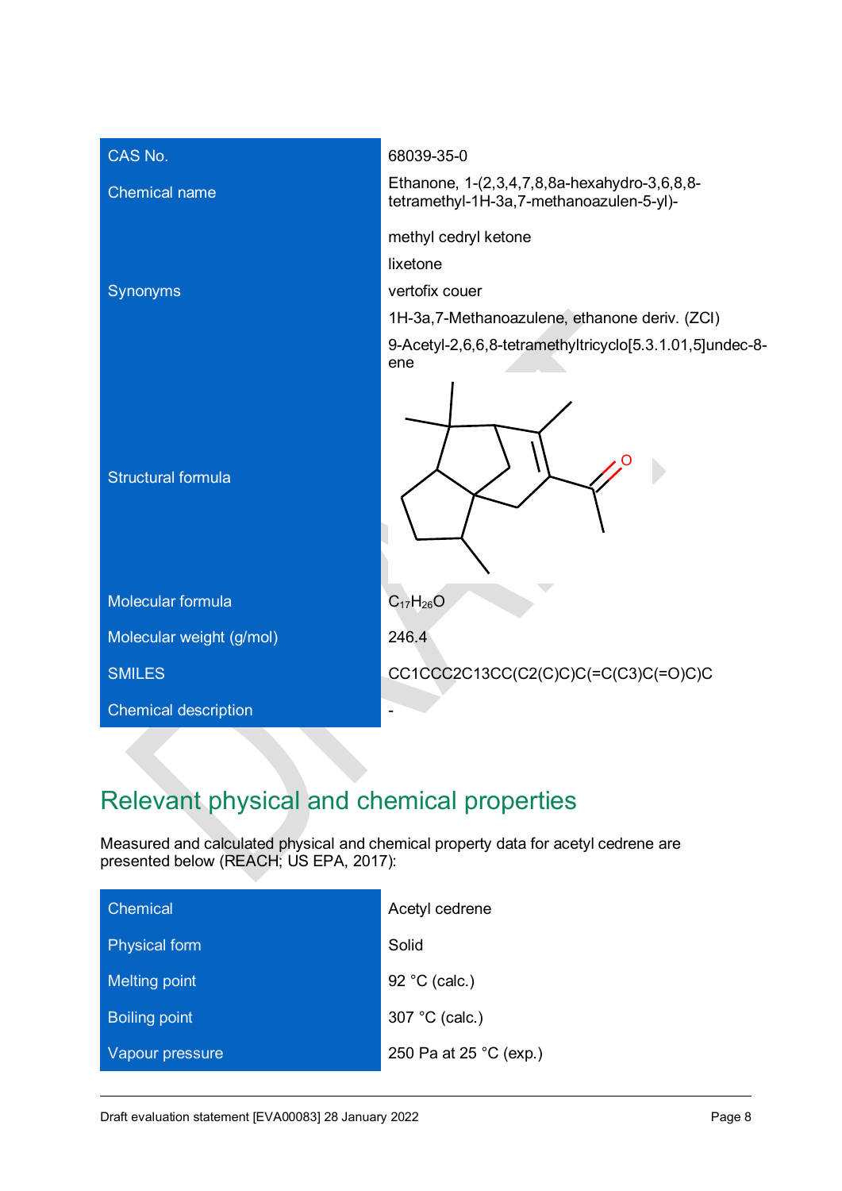| | |
|---|---|
| CAS No. | 68039-35-0 |
| Chemical name | Ethanone, 1-(2,3,4,7,8,8a-hexahydro-3,6,8,8-tetramethyl-1H-3a,7-methanoazulen-5-yl)- |
| Synonyms | methyl cedryl ketone<br>lixetone<br>vertofix couer<br>1H-3a,7-Methanoazulene, ethanone deriv. (ZCI)<br>9-Acetyl-2,6,6,8-tetramethyltricyclo[5.3.1.01,5]undec-8-ene |
| Structural formula | |
| Molecular formula | $C_{17}H_{26}O$ |
| Molecular weight (g/mol) | 246.4 |
| SMILES | CC1CCC2C13CC(C2(C)C)C(=C(C3)C(=O)C)C |
| Chemical description | - |

## Relevant physical and chemical properties

Measured and calculated physical and chemical property data for acetyl cedrene are presented below (REACH; US EPA, 2017):

| | |
|---|---|
| Chemical | Acetyl cedrene |
| Physical form | Solid |
| Melting point | 92 °C (calc.) |
| Boiling point | 307 °C (calc.) |
| Vapour pressure | 250 Pa at 25 °C (exp.) |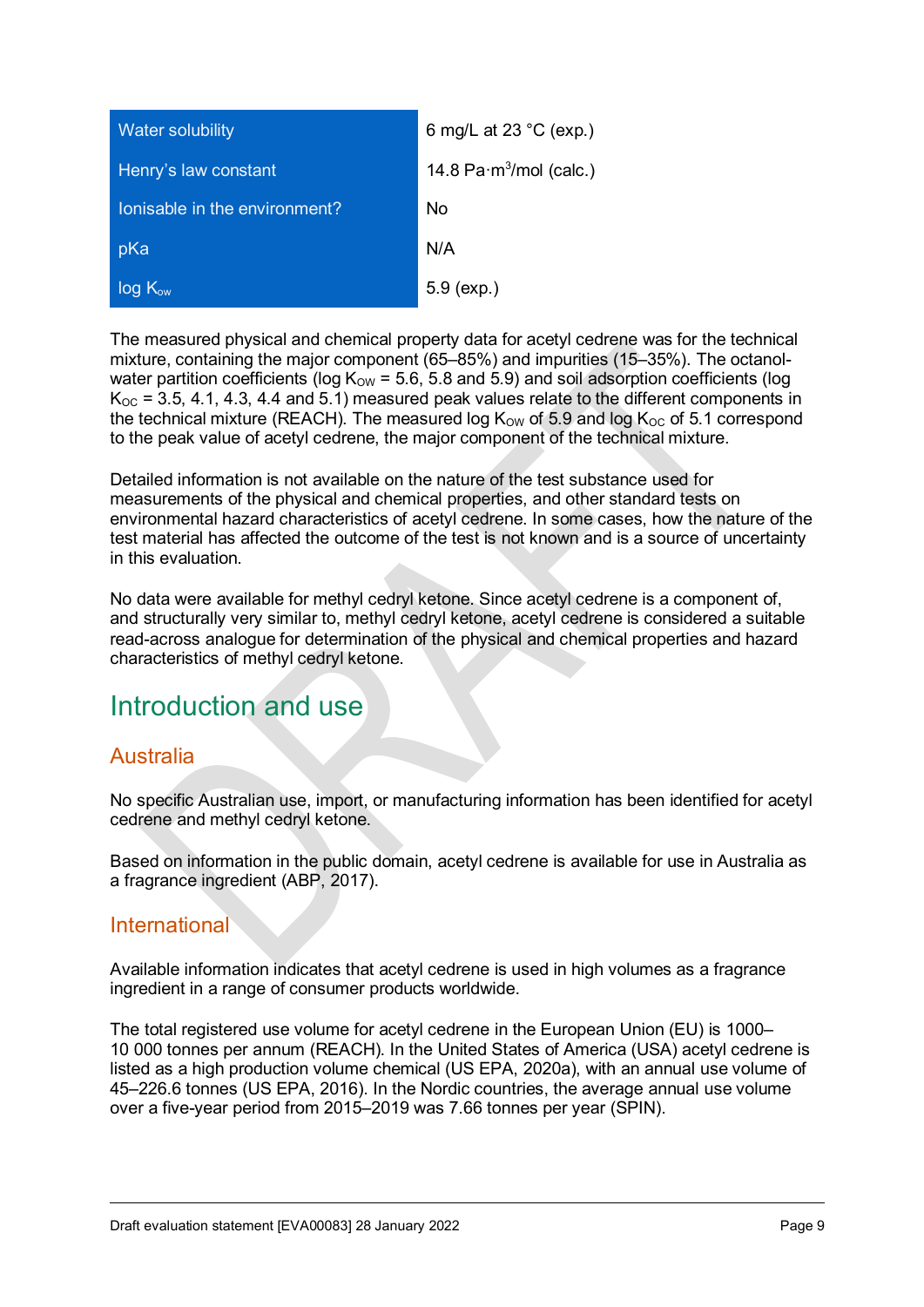| | |
|---|---|
| Water solubility | 6 mg/L at 23 °C (exp.) |
| Henry's law constant | 14.8 Pa·m$^3$/mol (calc.) |
| Ionisable in the environment? | No |
| pKa | N/A |
| log $K_{ow}$ | 5.9 (exp.) |

The measured physical and chemical property data for acetyl cedrene was for the technical mixture, containing the major component (65–85%) and impurities (15–35%). The octanol-water partition coefficients (log $K_{OW}$ = 5.6, 5.8 and 5.9) and soil adsorption coefficients (log $K_{OC}$ = 3.5, 4.1, 4.3, 4.4 and 5.1) measured peak values relate to the different components in the technical mixture (REACH). The measured log $K_{OW}$ of 5.9 and log $K_{OC}$ of 5.1 correspond to the peak value of acetyl cedrene, the major component of the technical mixture.

Detailed information is not available on the nature of the test substance used for measurements of the physical and chemical properties, and other standard tests on environmental hazard characteristics of acetyl cedrene. In some cases, how the nature of the test material has affected the outcome of the test is not known and is a source of uncertainty in this evaluation.

No data were available for methyl cedryl ketone. Since acetyl cedrene is a component of, and structurally very similar to, methyl cedryl ketone, acetyl cedrene is considered a suitable read-across analogue for determination of the physical and chemical properties and hazard characteristics of methyl cedryl ketone.

# Introduction and use

## Australia

No specific Australian use, import, or manufacturing information has been identified for acetyl cedrene and methyl cedryl ketone.

Based on information in the public domain, acetyl cedrene is available for use in Australia as a fragrance ingredient (ABP, 2017).

## International

Available information indicates that acetyl cedrene is used in high volumes as a fragrance ingredient in a range of consumer products worldwide.

The total registered use volume for acetyl cedrene in the European Union (EU) is 1000–10 000 tonnes per annum (REACH). In the United States of America (USA) acetyl cedrene is listed as a high production volume chemical (US EPA, 2020a), with an annual use volume of 45–226.6 tonnes (US EPA, 2016). In the Nordic countries, the average annual use volume over a five-year period from 2015–2019 was 7.66 tonnes per year (SPIN).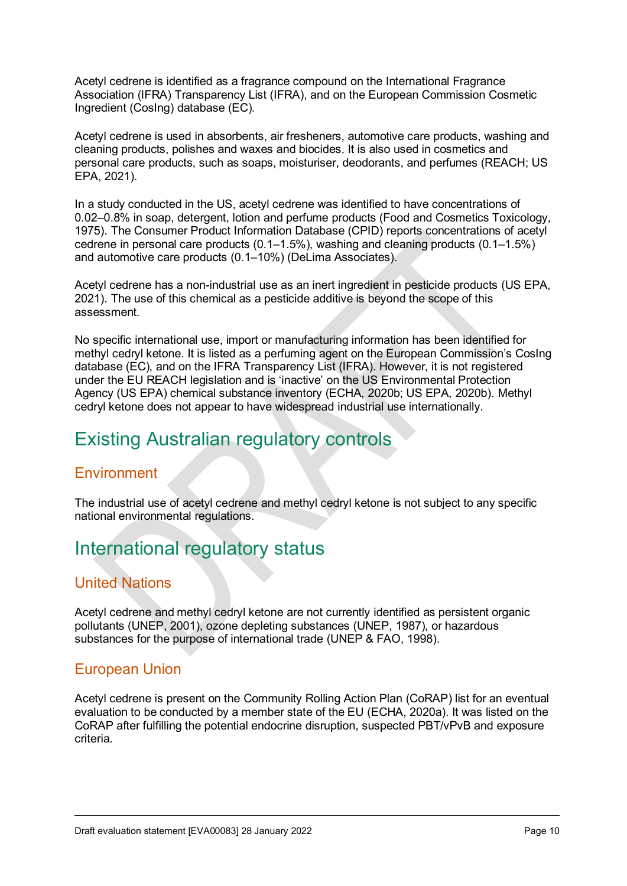Acetyl cedrene is identified as a fragrance compound on the International Fragrance Association (IFRA) Transparency List (IFRA), and on the European Commission Cosmetic Ingredient (CosIng) database (EC).

Acetyl cedrene is used in absorbents, air fresheners, automotive care products, washing and cleaning products, polishes and waxes and biocides. It is also used in cosmetics and personal care products, such as soaps, moisturiser, deodorants, and perfumes (REACH; US EPA, 2021).

In a study conducted in the US, acetyl cedrene was identified to have concentrations of 0.02–0.8% in soap, detergent, lotion and perfume products (Food and Cosmetics Toxicology, 1975). The Consumer Product Information Database (CPID) reports concentrations of acetyl cedrene in personal care products (0.1–1.5%), washing and cleaning products (0.1–1.5%) and automotive care products (0.1–10%) (DeLima Associates).

Acetyl cedrene has a non-industrial use as an inert ingredient in pesticide products (US EPA, 2021). The use of this chemical as a pesticide additive is beyond the scope of this assessment.

No specific international use, import or manufacturing information has been identified for methyl cedryl ketone. It is listed as a perfuming agent on the European Commission's CosIng database (EC), and on the IFRA Transparency List (IFRA). However, it is not registered under the EU REACH legislation and is 'inactive' on the US Environmental Protection Agency (US EPA) chemical substance inventory (ECHA, 2020b; US EPA, 2020b). Methyl cedryl ketone does not appear to have widespread industrial use internationally.

# Existing Australian regulatory controls

## Environment

The industrial use of acetyl cedrene and methyl cedryl ketone is not subject to any specific national environmental regulations.

# International regulatory status

## United Nations

Acetyl cedrene and methyl cedryl ketone are not currently identified as persistent organic pollutants (UNEP, 2001), ozone depleting substances (UNEP, 1987), or hazardous substances for the purpose of international trade (UNEP & FAO, 1998).

## European Union

Acetyl cedrene is present on the Community Rolling Action Plan (CoRAP) list for an eventual evaluation to be conducted by a member state of the EU (ECHA, 2020a). It was listed on the CoRAP after fulfilling the potential endocrine disruption, suspected PBT/vPvB and exposure criteria.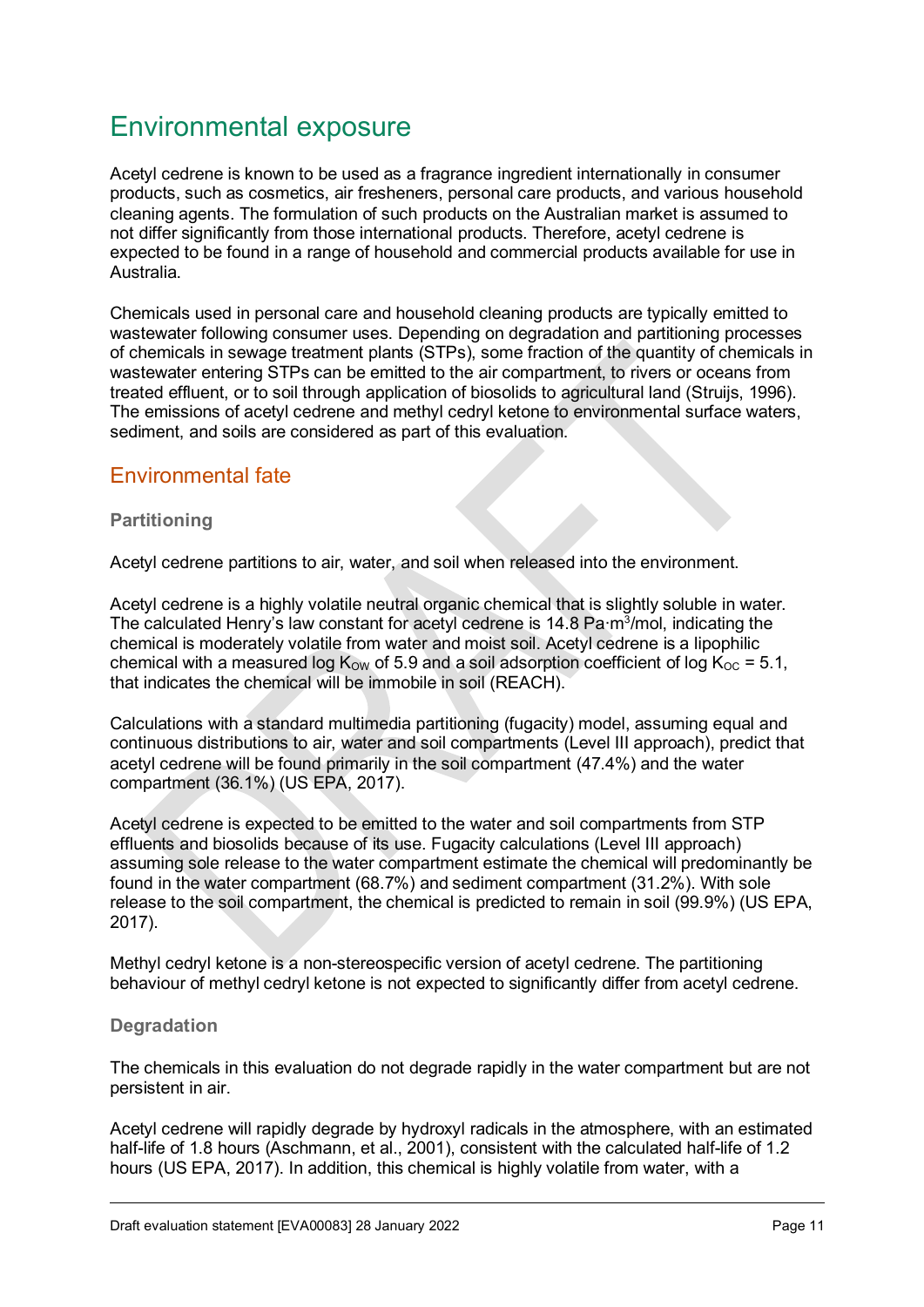# Environmental exposure

Acetyl cedrene is known to be used as a fragrance ingredient internationally in consumer products, such as cosmetics, air fresheners, personal care products, and various household cleaning agents. The formulation of such products on the Australian market is assumed to not differ significantly from those international products. Therefore, acetyl cedrene is expected to be found in a range of household and commercial products available for use in Australia.

Chemicals used in personal care and household cleaning products are typically emitted to wastewater following consumer uses. Depending on degradation and partitioning processes of chemicals in sewage treatment plants (STPs), some fraction of the quantity of chemicals in wastewater entering STPs can be emitted to the air compartment, to rivers or oceans from treated effluent, or to soil through application of biosolids to agricultural land (Struijs, 1996). The emissions of acetyl cedrene and methyl cedryl ketone to environmental surface waters, sediment, and soils are considered as part of this evaluation.

## Environmental fate

### Partitioning

Acetyl cedrene partitions to air, water, and soil when released into the environment.

Acetyl cedrene is a highly volatile neutral organic chemical that is slightly soluble in water. The calculated Henry's law constant for acetyl cedrene is 14.8 Pa·m$^3$/mol, indicating the chemical is moderately volatile from water and moist soil. Acetyl cedrene is a lipophilic chemical with a measured log $K_{OW}$ of 5.9 and a soil adsorption coefficient of log $K_{OC}$ = 5.1, that indicates the chemical will be immobile in soil (REACH).

Calculations with a standard multimedia partitioning (fugacity) model, assuming equal and continuous distributions to air, water and soil compartments (Level III approach), predict that acetyl cedrene will be found primarily in the soil compartment (47.4%) and the water compartment (36.1%) (US EPA, 2017).

Acetyl cedrene is expected to be emitted to the water and soil compartments from STP effluents and biosolids because of its use. Fugacity calculations (Level III approach) assuming sole release to the water compartment estimate the chemical will predominantly be found in the water compartment (68.7%) and sediment compartment (31.2%). With sole release to the soil compartment, the chemical is predicted to remain in soil (99.9%) (US EPA, 2017).

Methyl cedryl ketone is a non-stereospecific version of acetyl cedrene. The partitioning behaviour of methyl cedryl ketone is not expected to significantly differ from acetyl cedrene.

### Degradation

The chemicals in this evaluation do not degrade rapidly in the water compartment but are not persistent in air.

Acetyl cedrene will rapidly degrade by hydroxyl radicals in the atmosphere, with an estimated half-life of 1.8 hours (Aschmann, et al., 2001), consistent with the calculated half-life of 1.2 hours (US EPA, 2017). In addition, this chemical is highly volatile from water, with a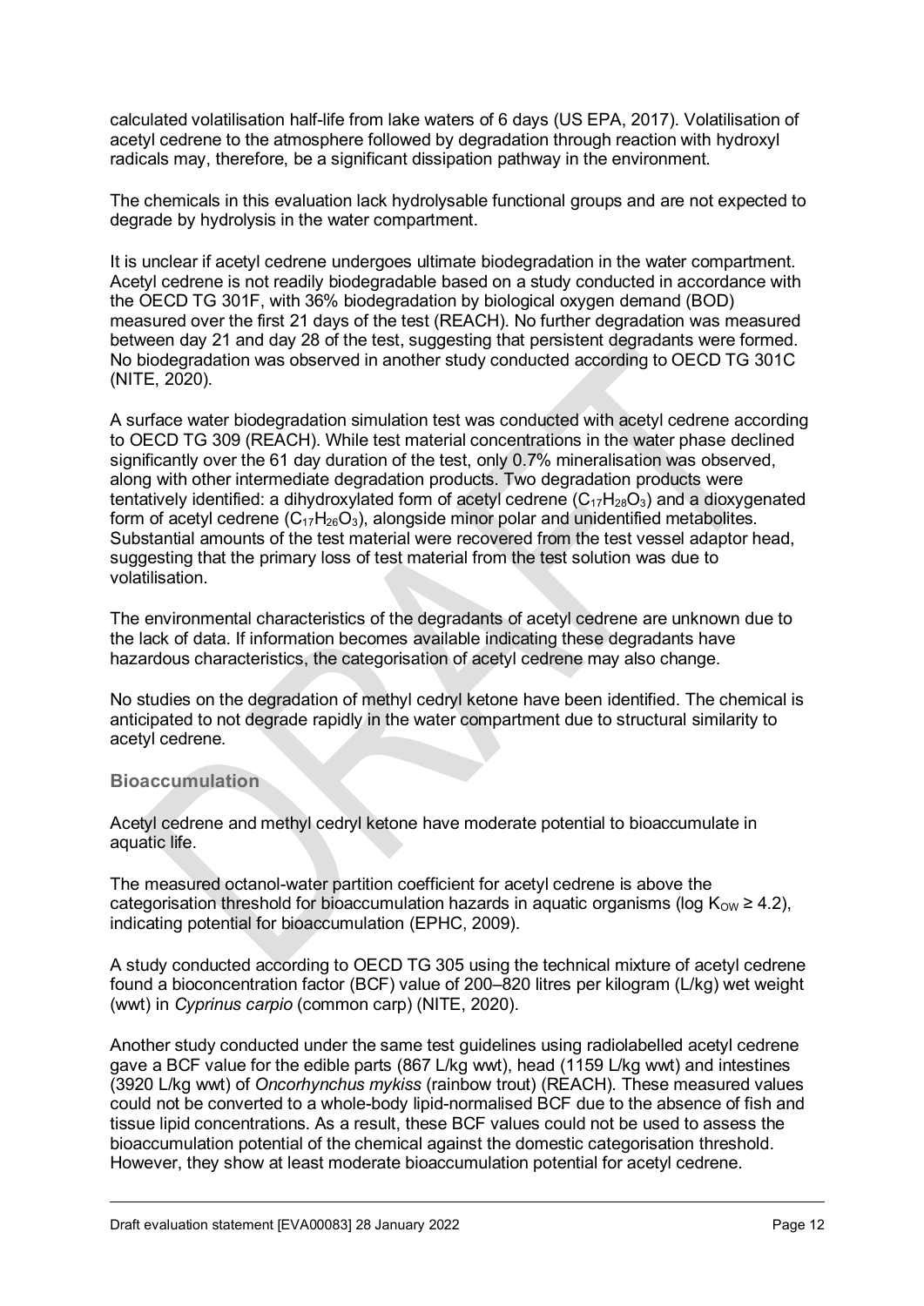calculated volatilisation half-life from lake waters of 6 days (US EPA, 2017). Volatilisation of acetyl cedrene to the atmosphere followed by degradation through reaction with hydroxyl radicals may, therefore, be a significant dissipation pathway in the environment.

The chemicals in this evaluation lack hydrolysable functional groups and are not expected to degrade by hydrolysis in the water compartment.

It is unclear if acetyl cedrene undergoes ultimate biodegradation in the water compartment. Acetyl cedrene is not readily biodegradable based on a study conducted in accordance with the OECD TG 301F, with 36% biodegradation by biological oxygen demand (BOD) measured over the first 21 days of the test (REACH). No further degradation was measured between day 21 and day 28 of the test, suggesting that persistent degradants were formed. No biodegradation was observed in another study conducted according to OECD TG 301C (NITE, 2020).

A surface water biodegradation simulation test was conducted with acetyl cedrene according to OECD TG 309 (REACH). While test material concentrations in the water phase declined significantly over the 61 day duration of the test, only 0.7% mineralisation was observed, along with other intermediate degradation products. Two degradation products were tentatively identified: a dihydroxylated form of acetyl cedrene ($C_{17}H_{28}O_3$) and a dioxygenated form of acetyl cedrene ($C_{17}H_{26}O_3$), alongside minor polar and unidentified metabolites. Substantial amounts of the test material were recovered from the test vessel adaptor head, suggesting that the primary loss of test material from the test solution was due to volatilisation.

The environmental characteristics of the degradants of acetyl cedrene are unknown due to the lack of data. If information becomes available indicating these degradants have hazardous characteristics, the categorisation of acetyl cedrene may also change.

No studies on the degradation of methyl cedryl ketone have been identified. The chemical is anticipated to not degrade rapidly in the water compartment due to structural similarity to acetyl cedrene.

### Bioaccumulation

Acetyl cedrene and methyl cedryl ketone have moderate potential to bioaccumulate in aquatic life.

The measured octanol-water partition coefficient for acetyl cedrene is above the categorisation threshold for bioaccumulation hazards in aquatic organisms (log $K_{OW} \geq 4.2$), indicating potential for bioaccumulation (EPHC, 2009).

A study conducted according to OECD TG 305 using the technical mixture of acetyl cedrene found a bioconcentration factor (BCF) value of 200–820 litres per kilogram (L/kg) wet weight (wwt) in *Cyprinus carpio* (common carp) (NITE, 2020).

Another study conducted under the same test guidelines using radiolabelled acetyl cedrene gave a BCF value for the edible parts (867 L/kg wwt), head (1159 L/kg wwt) and intestines (3920 L/kg wwt) of *Oncorhynchus mykiss* (rainbow trout) (REACH). These measured values could not be converted to a whole-body lipid-normalised BCF due to the absence of fish and tissue lipid concentrations. As a result, these BCF values could not be used to assess the bioaccumulation potential of the chemical against the domestic categorisation threshold. However, they show at least moderate bioaccumulation potential for acetyl cedrene.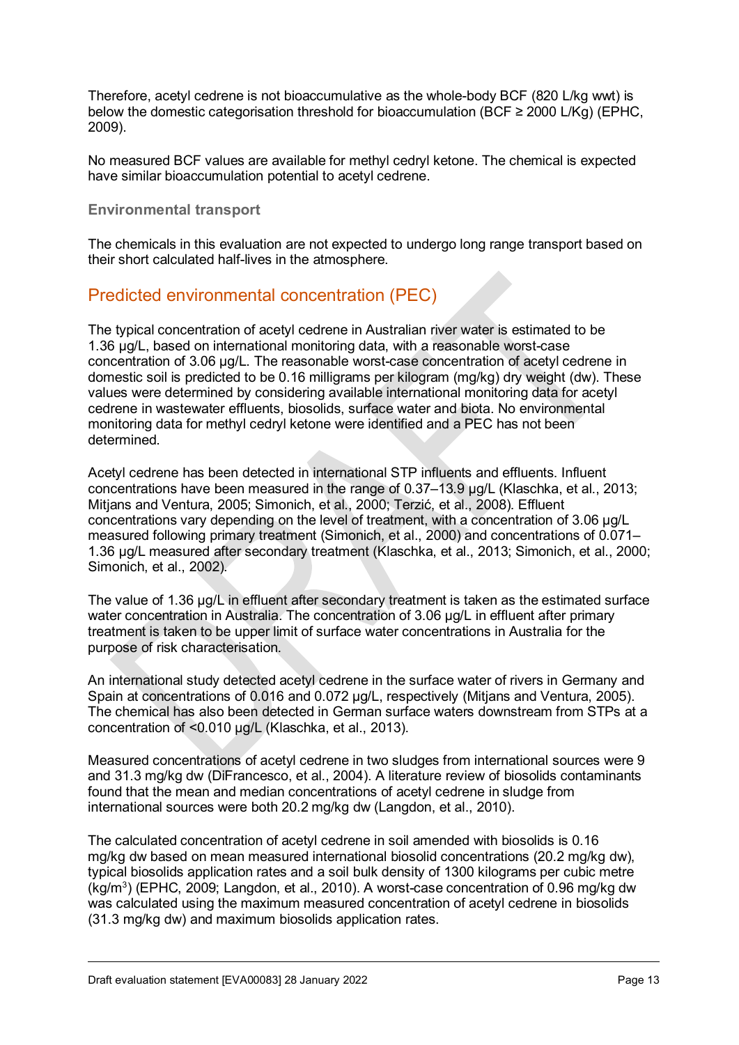Therefore, acetyl cedrene is not bioaccumulative as the whole-body BCF (820 L/kg wwt) is below the domestic categorisation threshold for bioaccumulation (BCF ≥ 2000 L/Kg) (EPHC, 2009).

No measured BCF values are available for methyl cedryl ketone. The chemical is expected have similar bioaccumulation potential to acetyl cedrene.

### Environmental transport

The chemicals in this evaluation are not expected to undergo long range transport based on their short calculated half-lives in the atmosphere.

## Predicted environmental concentration (PEC)

The typical concentration of acetyl cedrene in Australian river water is estimated to be 1.36 µg/L, based on international monitoring data, with a reasonable worst-case concentration of 3.06 µg/L. The reasonable worst-case concentration of acetyl cedrene in domestic soil is predicted to be 0.16 milligrams per kilogram (mg/kg) dry weight (dw). These values were determined by considering available international monitoring data for acetyl cedrene in wastewater effluents, biosolids, surface water and biota. No environmental monitoring data for methyl cedryl ketone were identified and a PEC has not been determined.

Acetyl cedrene has been detected in international STP influents and effluents. Influent concentrations have been measured in the range of 0.37–13.9 µg/L (Klaschka, et al., 2013; Mitjans and Ventura, 2005; Simonich, et al., 2000; Terzić, et al., 2008). Effluent concentrations vary depending on the level of treatment, with a concentration of 3.06 µg/L measured following primary treatment (Simonich, et al., 2000) and concentrations of 0.071–1.36 µg/L measured after secondary treatment (Klaschka, et al., 2013; Simonich, et al., 2000; Simonich, et al., 2002).

The value of 1.36 µg/L in effluent after secondary treatment is taken as the estimated surface water concentration in Australia. The concentration of 3.06 µg/L in effluent after primary treatment is taken to be upper limit of surface water concentrations in Australia for the purpose of risk characterisation.

An international study detected acetyl cedrene in the surface water of rivers in Germany and Spain at concentrations of 0.016 and 0.072 µg/L, respectively (Mitjans and Ventura, 2005). The chemical has also been detected in German surface waters downstream from STPs at a concentration of <0.010 µg/L (Klaschka, et al., 2013).

Measured concentrations of acetyl cedrene in two sludges from international sources were 9 and 31.3 mg/kg dw (DiFrancesco, et al., 2004). A literature review of biosolids contaminants found that the mean and median concentrations of acetyl cedrene in sludge from international sources were both 20.2 mg/kg dw (Langdon, et al., 2010).

The calculated concentration of acetyl cedrene in soil amended with biosolids is 0.16 mg/kg dw based on mean measured international biosolid concentrations (20.2 mg/kg dw), typical biosolids application rates and a soil bulk density of 1300 kilograms per cubic metre ($kg/m^3$) (EPHC, 2009; Langdon, et al., 2010). A worst-case concentration of 0.96 mg/kg dw was calculated using the maximum measured concentration of acetyl cedrene in biosolids (31.3 mg/kg dw) and maximum biosolids application rates.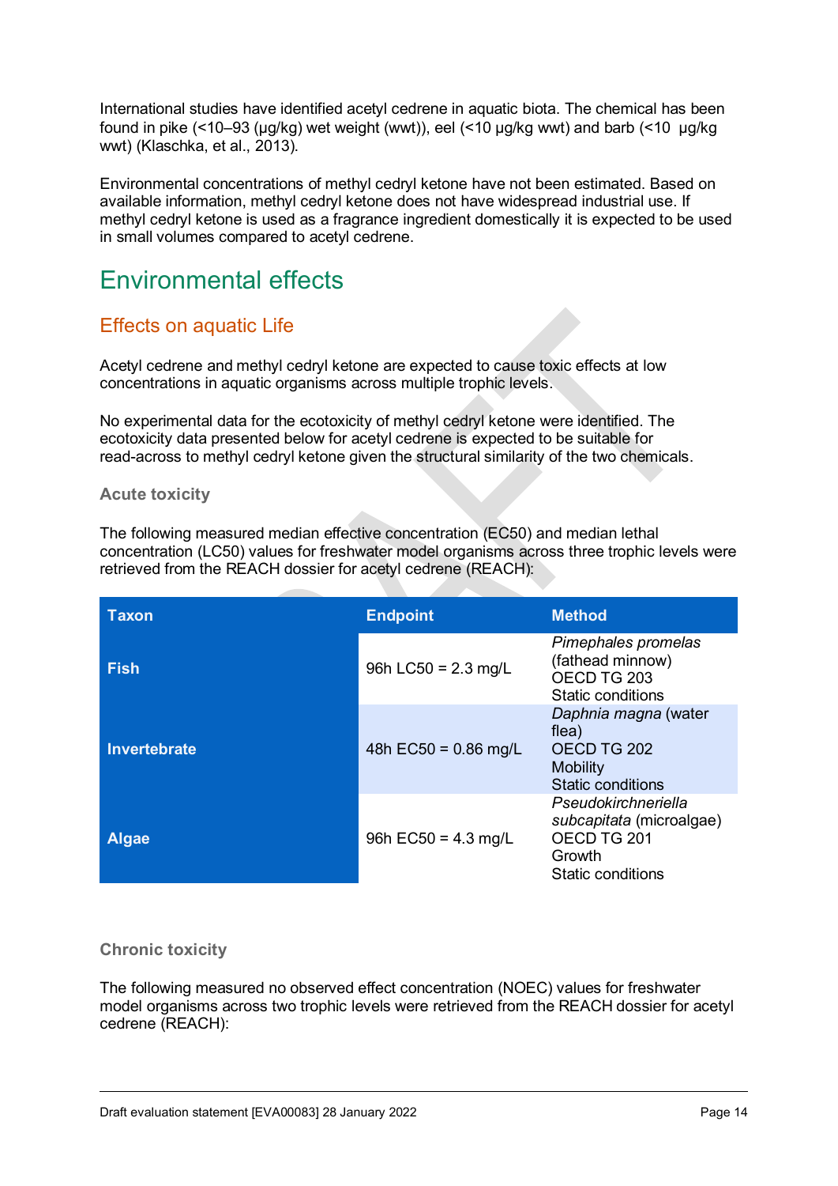International studies have identified acetyl cedrene in aquatic biota. The chemical has been found in pike (<10–93 (µg/kg) wet weight (wwt)), eel (<10 µg/kg wwt) and barb (<10 µg/kg wwt) (Klaschka, et al., 2013).

Environmental concentrations of methyl cedryl ketone have not been estimated. Based on available information, methyl cedryl ketone does not have widespread industrial use. If methyl cedryl ketone is used as a fragrance ingredient domestically it is expected to be used in small volumes compared to acetyl cedrene.

# Environmental effects

## Effects on aquatic Life

Acetyl cedrene and methyl cedryl ketone are expected to cause toxic effects at low concentrations in aquatic organisms across multiple trophic levels.

No experimental data for the ecotoxicity of methyl cedryl ketone were identified. The ecotoxicity data presented below for acetyl cedrene is expected to be suitable for read-across to methyl cedryl ketone given the structural similarity of the two chemicals.

### Acute toxicity

The following measured median effective concentration (EC50) and median lethal concentration (LC50) values for freshwater model organisms across three trophic levels were retrieved from the REACH dossier for acetyl cedrene (REACH):

| Taxon | Endpoint | Method |
|---|---|---|
| **Fish** | 96h LC50 = 2.3 mg/L | *Pimephales promelas* (fathead minnow)<br>OECD TG 203<br>Static conditions |
| **Invertebrate** | 48h EC50 = 0.86 mg/L | *Daphnia magna* (water flea)<br>OECD TG 202<br>Mobility<br>Static conditions |
| **Algae** | 96h EC50 = 4.3 mg/L | *Pseudokirchneriella subcapitata* (microalgae)<br>OECD TG 201<br>Growth<br>Static conditions |

### Chronic toxicity

The following measured no observed effect concentration (NOEC) values for freshwater model organisms across two trophic levels were retrieved from the REACH dossier for acetyl cedrene (REACH):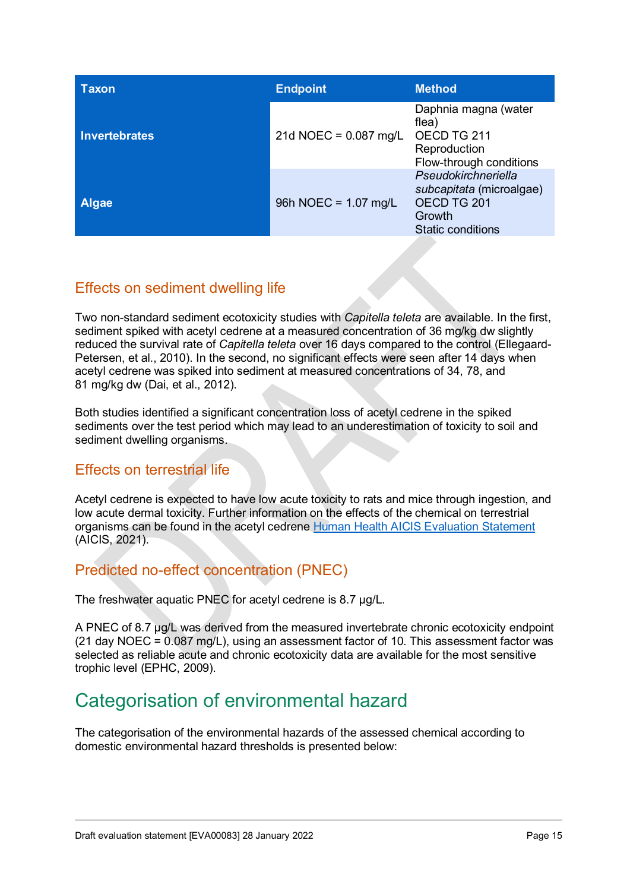| Taxon | Endpoint | Method |
| --- | --- | --- |
| **Invertebrates** | 21d NOEC = 0.087 mg/L | Daphnia magna (water flea)<br>OECD TG 211<br>Reproduction<br>Flow-through conditions |
| **Algae** | 96h NOEC = 1.07 mg/L | *Pseudokirchneriella subcapitata* (microalgae)<br>OECD TG 201<br>Growth<br>Static conditions |

### Effects on sediment dwelling life

Two non-standard sediment ecotoxicity studies with *Capitella teleta* are available. In the first, sediment spiked with acetyl cedrene at a measured concentration of 36 mg/kg dw slightly reduced the survival rate of *Capitella teleta* over 16 days compared to the control (Ellegaard-Petersen, et al., 2010). In the second, no significant effects were seen after 14 days when acetyl cedrene was spiked into sediment at measured concentrations of 34, 78, and 81 mg/kg dw (Dai, et al., 2012).

Both studies identified a significant concentration loss of acetyl cedrene in the spiked sediments over the test period which may lead to an underestimation of toxicity to soil and sediment dwelling organisms.

### Effects on terrestrial life

Acetyl cedrene is expected to have low acute toxicity to rats and mice through ingestion, and low acute dermal toxicity. Further information on the effects of the chemical on terrestrial organisms can be found in the acetyl cedrene Human Health AICIS Evaluation Statement (AICIS, 2021).

### Predicted no-effect concentration (PNEC)

The freshwater aquatic PNEC for acetyl cedrene is 8.7 µg/L.

A PNEC of 8.7 µg/L was derived from the measured invertebrate chronic ecotoxicity endpoint (21 day NOEC = 0.087 mg/L), using an assessment factor of 10. This assessment factor was selected as reliable acute and chronic ecotoxicity data are available for the most sensitive trophic level (EPHC, 2009).

## Categorisation of environmental hazard

The categorisation of the environmental hazards of the assessed chemical according to domestic environmental hazard thresholds is presented below: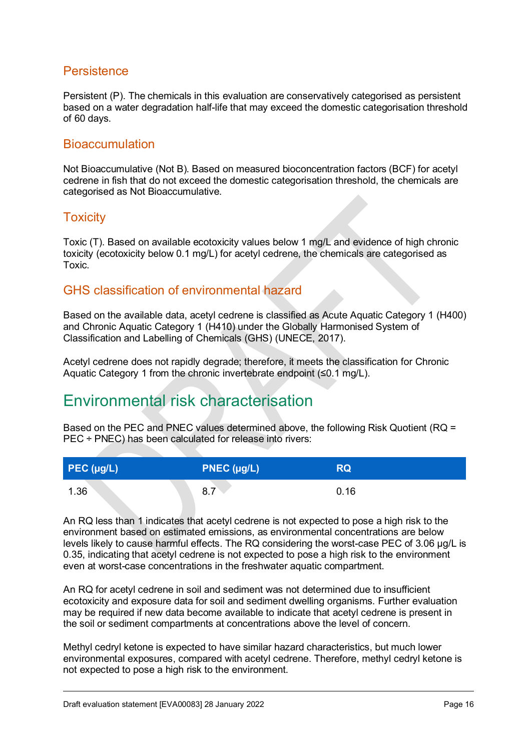## Persistence

Persistent (P). The chemicals in this evaluation are conservatively categorised as persistent based on a water degradation half-life that may exceed the domestic categorisation threshold of 60 days.

## Bioaccumulation

Not Bioaccumulative (Not B). Based on measured bioconcentration factors (BCF) for acetyl cedrene in fish that do not exceed the domestic categorisation threshold, the chemicals are categorised as Not Bioaccumulative.

## Toxicity

Toxic (T). Based on available ecotoxicity values below 1 mg/L and evidence of high chronic toxicity (ecotoxicity below 0.1 mg/L) for acetyl cedrene, the chemicals are categorised as Toxic.

## GHS classification of environmental hazard

Based on the available data, acetyl cedrene is classified as Acute Aquatic Category 1 (H400) and Chronic Aquatic Category 1 (H410) under the Globally Harmonised System of Classification and Labelling of Chemicals (GHS) (UNECE, 2017).

Acetyl cedrene does not rapidly degrade; therefore, it meets the classification for Chronic Aquatic Category 1 from the chronic invertebrate endpoint (≤0.1 mg/L).

# Environmental risk characterisation

Based on the PEC and PNEC values determined above, the following Risk Quotient (RQ = PEC ÷ PNEC) has been calculated for release into rivers:

| PEC (µg/L) | PNEC (µg/L) | RQ |
|---|---|---|
| 1.36 | 8.7 | 0.16 |

An RQ less than 1 indicates that acetyl cedrene is not expected to pose a high risk to the environment based on estimated emissions, as environmental concentrations are below levels likely to cause harmful effects. The RQ considering the worst-case PEC of 3.06 µg/L is 0.35, indicating that acetyl cedrene is not expected to pose a high risk to the environment even at worst-case concentrations in the freshwater aquatic compartment.

An RQ for acetyl cedrene in soil and sediment was not determined due to insufficient ecotoxicity and exposure data for soil and sediment dwelling organisms. Further evaluation may be required if new data become available to indicate that acetyl cedrene is present in the soil or sediment compartments at concentrations above the level of concern.

Methyl cedryl ketone is expected to have similar hazard characteristics, but much lower environmental exposures, compared with acetyl cedrene. Therefore, methyl cedryl ketone is not expected to pose a high risk to the environment.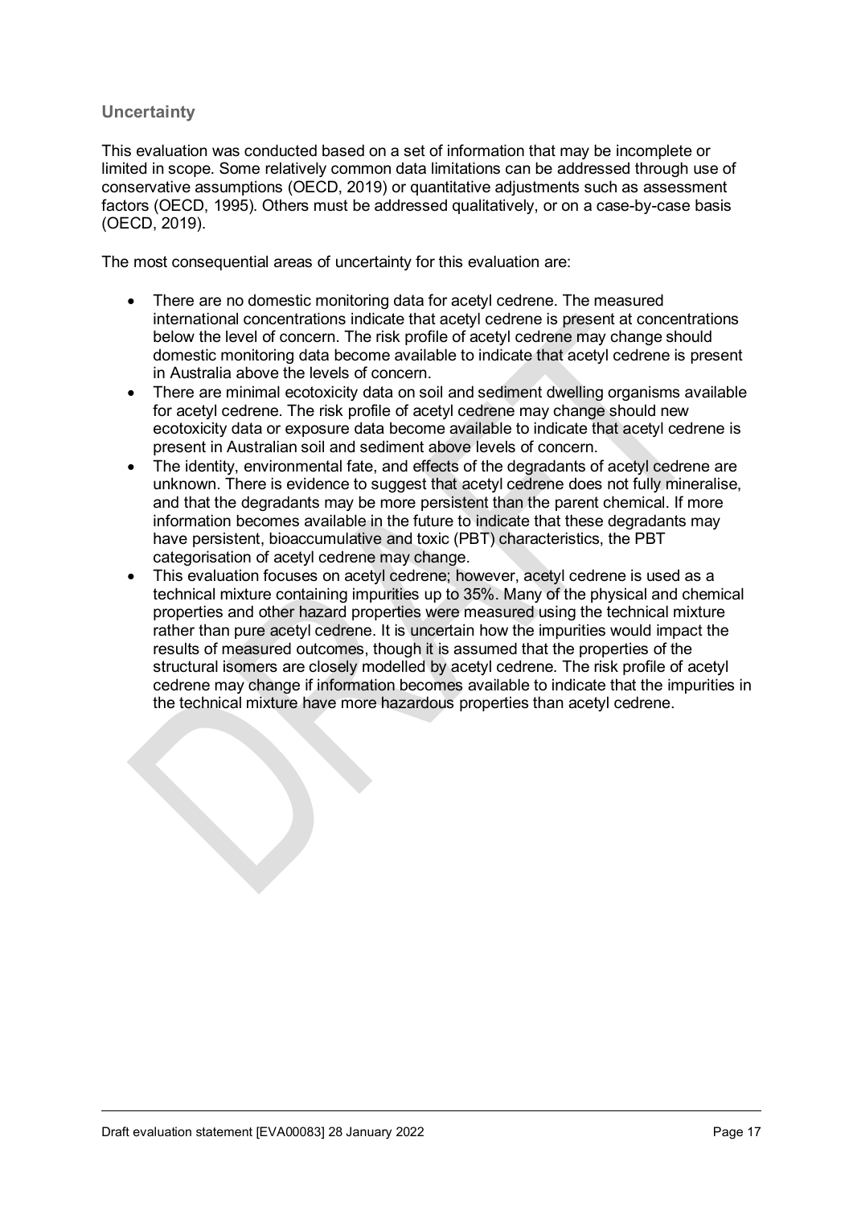### Uncertainty

This evaluation was conducted based on a set of information that may be incomplete or limited in scope. Some relatively common data limitations can be addressed through use of conservative assumptions (OECD, 2019) or quantitative adjustments such as assessment factors (OECD, 1995). Others must be addressed qualitatively, or on a case-by-case basis (OECD, 2019).

The most consequential areas of uncertainty for this evaluation are:

- There are no domestic monitoring data for acetyl cedrene. The measured international concentrations indicate that acetyl cedrene is present at concentrations below the level of concern. The risk profile of acetyl cedrene may change should domestic monitoring data become available to indicate that acetyl cedrene is present in Australia above the levels of concern.
- There are minimal ecotoxicity data on soil and sediment dwelling organisms available for acetyl cedrene. The risk profile of acetyl cedrene may change should new ecotoxicity data or exposure data become available to indicate that acetyl cedrene is present in Australian soil and sediment above levels of concern.
- The identity, environmental fate, and effects of the degradants of acetyl cedrene are unknown. There is evidence to suggest that acetyl cedrene does not fully mineralise, and that the degradants may be more persistent than the parent chemical. If more information becomes available in the future to indicate that these degradants may have persistent, bioaccumulative and toxic (PBT) characteristics, the PBT categorisation of acetyl cedrene may change.
- This evaluation focuses on acetyl cedrene; however, acetyl cedrene is used as a technical mixture containing impurities up to 35%. Many of the physical and chemical properties and other hazard properties were measured using the technical mixture rather than pure acetyl cedrene. It is uncertain how the impurities would impact the results of measured outcomes, though it is assumed that the properties of the structural isomers are closely modelled by acetyl cedrene. The risk profile of acetyl cedrene may change if information becomes available to indicate that the impurities in the technical mixture have more hazardous properties than acetyl cedrene.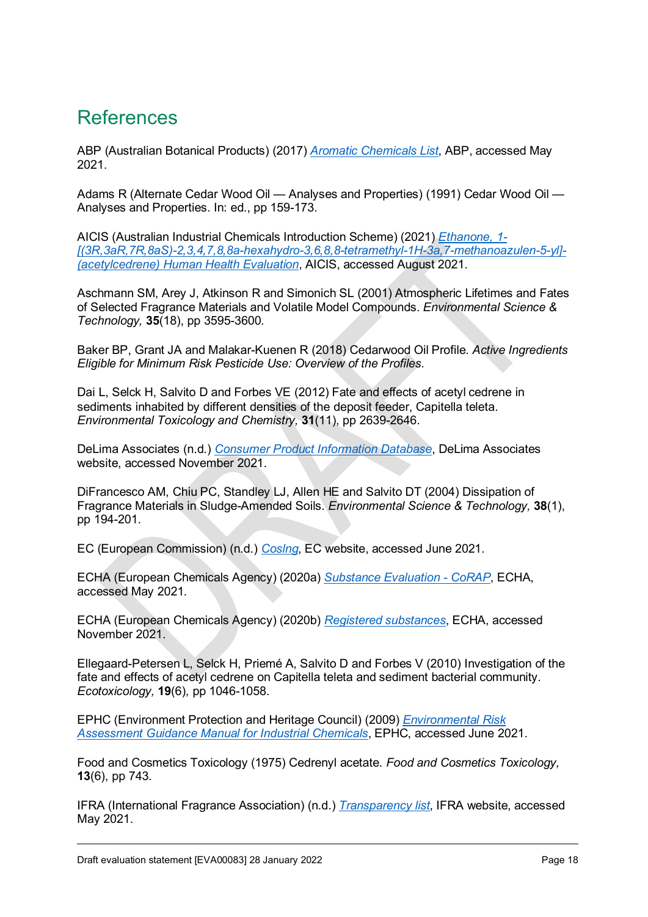# References

ABP (Australian Botanical Products) (2017) [Aromatic Chemicals List](), ABP, accessed May 2021.

Adams R (Alternate Cedar Wood Oil — Analyses and Properties) (1991) Cedar Wood Oil — Analyses and Properties. In: ed., pp 159-173.

AICIS (Australian Industrial Chemicals Introduction Scheme) (2021) [Ethanone, 1-[(3R,3aR,7R,8aS)-2,3,4,7,8,8a-hexahydro-3,6,8,8-tetramethyl-1H-3a,7-methanoazulen-5-yl]-(acetylcedrene) Human Health Evaluation](), AICIS, accessed August 2021.

Aschmann SM, Arey J, Atkinson R and Simonich SL (2001) Atmospheric Lifetimes and Fates of Selected Fragrance Materials and Volatile Model Compounds. *Environmental Science & Technology,* **35**(18), pp 3595-3600.

Baker BP, Grant JA and Malakar-Kuenen R (2018) Cedarwood Oil Profile. *Active Ingredients Eligible for Minimum Risk Pesticide Use: Overview of the Profiles*.

Dai L, Selck H, Salvito D and Forbes VE (2012) Fate and effects of acetyl cedrene in sediments inhabited by different densities of the deposit feeder, Capitella teleta. *Environmental Toxicology and Chemistry,* **31**(11), pp 2639-2646.

DeLima Associates (n.d.) [Consumer Product Information Database](), DeLima Associates website, accessed November 2021.

DiFrancesco AM, Chiu PC, Standley LJ, Allen HE and Salvito DT (2004) Dissipation of Fragrance Materials in Sludge-Amended Soils. *Environmental Science & Technology,* **38**(1), pp 194-201.

EC (European Commission) (n.d.) [CosIng](), EC website, accessed June 2021.

ECHA (European Chemicals Agency) (2020a) [Substance Evaluation - CoRAP](), ECHA, accessed May 2021.

ECHA (European Chemicals Agency) (2020b) [Registered substances](), ECHA, accessed November 2021.

Ellegaard-Petersen L, Selck H, Priemé A, Salvito D and Forbes V (2010) Investigation of the fate and effects of acetyl cedrene on Capitella teleta and sediment bacterial community. *Ecotoxicology,* **19**(6), pp 1046-1058.

EPHC (Environment Protection and Heritage Council) (2009) [Environmental Risk Assessment Guidance Manual for Industrial Chemicals](), EPHC, accessed June 2021.

Food and Cosmetics Toxicology (1975) Cedrenyl acetate. *Food and Cosmetics Toxicology,* **13**(6), pp 743.

IFRA (International Fragrance Association) (n.d.) [Transparency list](), IFRA website, accessed May 2021.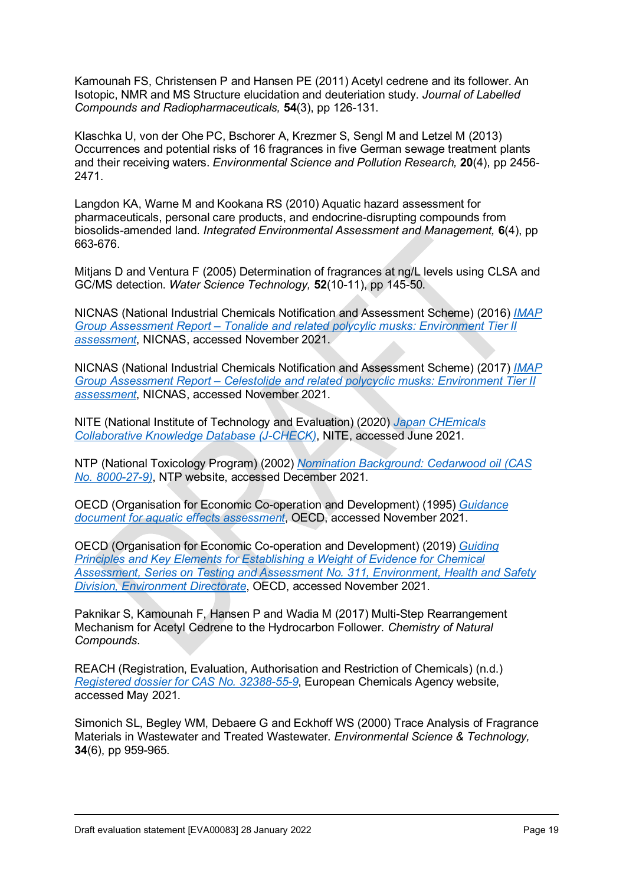Kamounah FS, Christensen P and Hansen PE (2011) Acetyl cedrene and its follower. An Isotopic, NMR and MS Structure elucidation and deuteriation study. *Journal of Labelled Compounds and Radiopharmaceuticals,* **54**(3), pp 126-131.

Klaschka U, von der Ohe PC, Bschorer A, Krezmer S, Sengl M and Letzel M (2013) Occurrences and potential risks of 16 fragrances in five German sewage treatment plants and their receiving waters. *Environmental Science and Pollution Research,* **20**(4), pp 2456-2471.

Langdon KA, Warne M and Kookana RS (2010) Aquatic hazard assessment for pharmaceuticals, personal care products, and endocrine-disrupting compounds from biosolids-amended land. *Integrated Environmental Assessment and Management,* **6**(4), pp 663-676.

Mitjans D and Ventura F (2005) Determination of fragrances at ng/L levels using CLSA and GC/MS detection. *Water Science Technology,* **52**(10-11), pp 145-50.

NICNAS (National Industrial Chemicals Notification and Assessment Scheme) (2016) *IMAP Group Assessment Report – Tonalide and related polycylic musks: Environment Tier II assessment*, NICNAS, accessed November 2021.

NICNAS (National Industrial Chemicals Notification and Assessment Scheme) (2017) *IMAP Group Assessment Report – Celestolide and related polycyclic musks: Environment Tier II assessment*, NICNAS, accessed November 2021.

NITE (National Institute of Technology and Evaluation) (2020) *Japan CHEmicals Collaborative Knowledge Database (J-CHECK)*, NITE, accessed June 2021.

NTP (National Toxicology Program) (2002) *Nomination Background: Cedarwood oil (CAS No. 8000-27-9)*, NTP website, accessed December 2021.

OECD (Organisation for Economic Co-operation and Development) (1995) *Guidance document for aquatic effects assessment*, OECD, accessed November 2021.

OECD (Organisation for Economic Co-operation and Development) (2019) *Guiding Principles and Key Elements for Establishing a Weight of Evidence for Chemical Assessment, Series on Testing and Assessment No. 311, Environment, Health and Safety Division, Environment Directorate*, OECD, accessed November 2021.

Paknikar S, Kamounah F, Hansen P and Wadia M (2017) Multi-Step Rearrangement Mechanism for Acetyl Cedrene to the Hydrocarbon Follower. *Chemistry of Natural Compounds*.

REACH (Registration, Evaluation, Authorisation and Restriction of Chemicals) (n.d.) *Registered dossier for CAS No. 32388-55-9*, European Chemicals Agency website, accessed May 2021.

Simonich SL, Begley WM, Debaere G and Eckhoff WS (2000) Trace Analysis of Fragrance Materials in Wastewater and Treated Wastewater. *Environmental Science & Technology,* **34**(6), pp 959-965.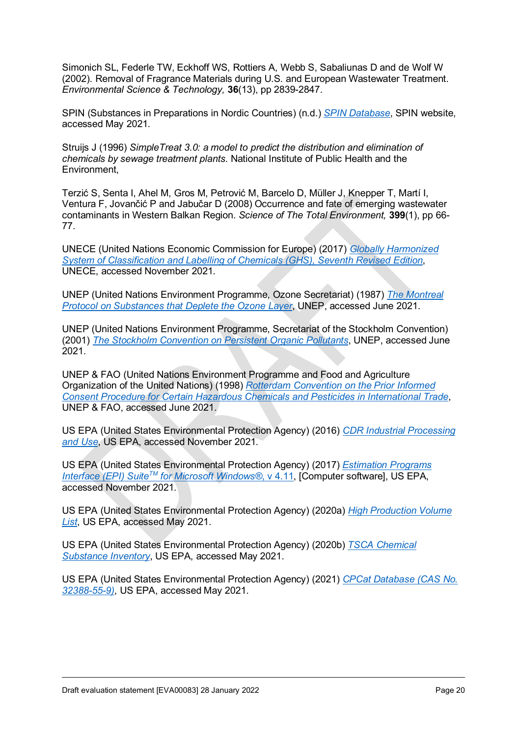Simonich SL, Federle TW, Eckhoff WS, Rottiers A, Webb S, Sabaliunas D and de Wolf W (2002). Removal of Fragrance Materials during U.S. and European Wastewater Treatment. *Environmental Science & Technology,* **36**(13), pp 2839-2847.

SPIN (Substances in Preparations in Nordic Countries) (n.d.) *SPIN Database*, SPIN website, accessed May 2021.

Struijs J (1996) *SimpleTreat 3.0: a model to predict the distribution and elimination of chemicals by sewage treatment plants.* National Institute of Public Health and the Environment,

Terzić S, Senta I, Ahel M, Gros M, Petrović M, Barcelo D, Müller J, Knepper T, Martí I, Ventura F, Jovančić P and Jabučar D (2008) Occurrence and fate of emerging wastewater contaminants in Western Balkan Region. *Science of The Total Environment,* **399**(1), pp 66-77.

UNECE (United Nations Economic Commission for Europe) (2017) *Globally Harmonized System of Classification and Labelling of Chemicals (GHS), Seventh Revised Edition*, UNECE, accessed November 2021.

UNEP (United Nations Environment Programme, Ozone Secretariat) (1987) *The Montreal Protocol on Substances that Deplete the Ozone Layer*, UNEP, accessed June 2021.

UNEP (United Nations Environment Programme, Secretariat of the Stockholm Convention) (2001) *The Stockholm Convention on Persistent Organic Pollutants*, UNEP, accessed June 2021.

UNEP & FAO (United Nations Environment Programme and Food and Agriculture Organization of the United Nations) (1998) *Rotterdam Convention on the Prior Informed Consent Procedure for Certain Hazardous Chemicals and Pesticides in International Trade*, UNEP & FAO, accessed June 2021.

US EPA (United States Environmental Protection Agency) (2016) *CDR Industrial Processing and Use*, US EPA, accessed November 2021.

US EPA (United States Environmental Protection Agency) (2017) *Estimation Programs Interface (EPI) Suite™ for Microsoft Windows®, v 4.11*, [Computer software], US EPA, accessed November 2021.

US EPA (United States Environmental Protection Agency) (2020a) *High Production Volume List*, US EPA, accessed May 2021.

US EPA (United States Environmental Protection Agency) (2020b) *TSCA Chemical Substance Inventory*, US EPA, accessed May 2021.

US EPA (United States Environmental Protection Agency) (2021) *CPCat Database (CAS No. 32388-55-9)*, US EPA, accessed May 2021.